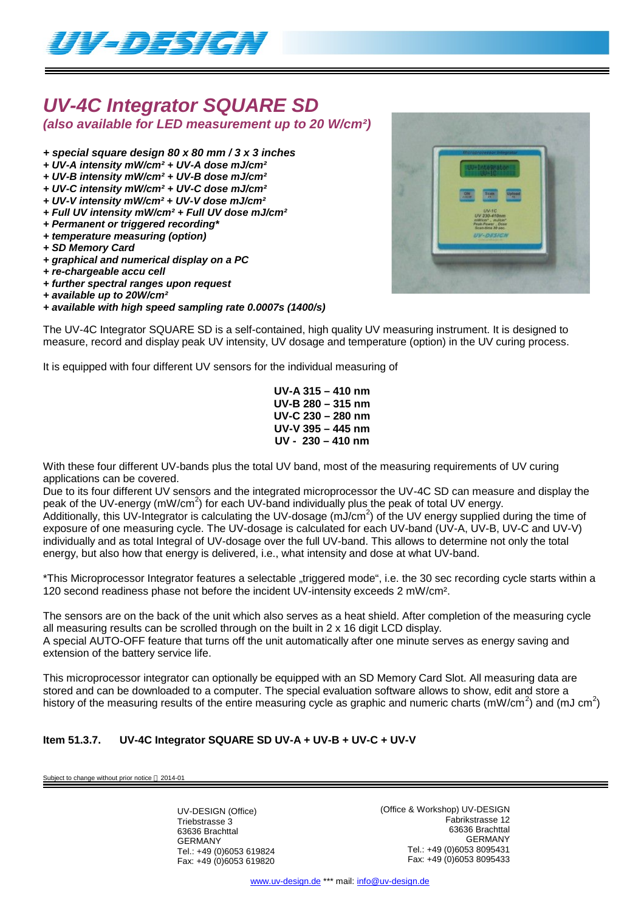# *UV-4C Integrator SQUARE SD*

***(also available for LED measurement up to 20 W/cm²)***

***+ special square design 80 x 80 mm / 3 x 3 inches***
***+ UV-A intensity mW/cm² + UV-A dose mJ/cm²***
***+ UV-B intensity mW/cm² + UV-B dose mJ/cm²***
***+ UV-C intensity mW/cm² + UV-C dose mJ/cm²***
***+ UV-V intensity mW/cm² + UV-V dose mJ/cm²***
***+ Full UV intensity mW/cm² + Full UV dose mJ/cm²***
***+ Permanent or triggered recording****
***+ temperature measuring (option)***
***+ SD Memory Card***
***+ graphical and numerical display on a PC***
***+ re-chargeable accu cell***
***+ further spectral ranges upon request***
***+ available up to 20W/cm²***
***+ available with high speed sampling rate 0.0007s (1400/s)***

The UV-4C Integrator SQUARE SD is a self-contained, high quality UV measuring instrument. It is designed to measure, record and display peak UV intensity, UV dosage and temperature (option) in the UV curing process.

It is equipped with four different UV sensors for the individual measuring of

**UV-A 315 – 410 nm**
**UV-B 280 – 315 nm**
**UV-C 230 – 280 nm**
**UV-V 395 – 445 nm**
**UV - 230 – 410 nm**

With these four different UV-bands plus the total UV band, most of the measuring requirements of UV curing applications can be covered.
Due to its four different UV sensors and the integrated microprocessor the UV-4C SD can measure and display the peak of the UV-energy (mW/cm$^2$) for each UV-band individually plus the peak of total UV energy.
Additionally, this UV-Integrator is calculating the UV-dosage (mJ/cm$^2$) of the UV energy supplied during the time of exposure of one measuring cycle. The UV-dosage is calculated for each UV-band (UV-A, UV-B, UV-C and UV-V) individually and as total Integral of UV-dosage over the full UV-band. This allows to determine not only the total energy, but also how that energy is delivered, i.e., what intensity and dose at what UV-band.

*This Microprocessor Integrator features a selectable „triggered mode“, i.e. the 30 sec recording cycle starts within a 120 second readiness phase not before the incident UV-intensity exceeds 2 mW/cm².

The sensors are on the back of the unit which also serves as a heat shield. After completion of the measuring cycle all measuring results can be scrolled through on the built in 2 x 16 digit LCD display.
A special AUTO-OFF feature that turns off the unit automatically after one minute serves as energy saving and extension of the battery service life.

This microprocessor integrator can optionally be equipped with an SD Memory Card Slot. All measuring data are stored and can be downloaded to a computer. The special evaluation software allows to show, edit and store a history of the measuring results of the entire measuring cycle as graphic and numeric charts (mW/cm$^2$) and (mJ cm$^2$)

**Item 51.3.7. UV-4C Integrator SQUARE SD UV-A + UV-B + UV-C + UV-V**

Subject to change without prior notice 2014-01

UV-DESIGN (Office)
Triebstrasse 3
63636 Brachttal
GERMANY
Tel.: +49 (0)6053 619824
Fax: +49 (0)6053 619820

(Office & Workshop) UV-DESIGN
Fabrikstrasse 12
63636 Brachttal
GERMANY
Tel.: +49 (0)6053 8095431
Fax: +49 (0)6053 8095433

www.uv-design.de *** mail: info@uv-design.de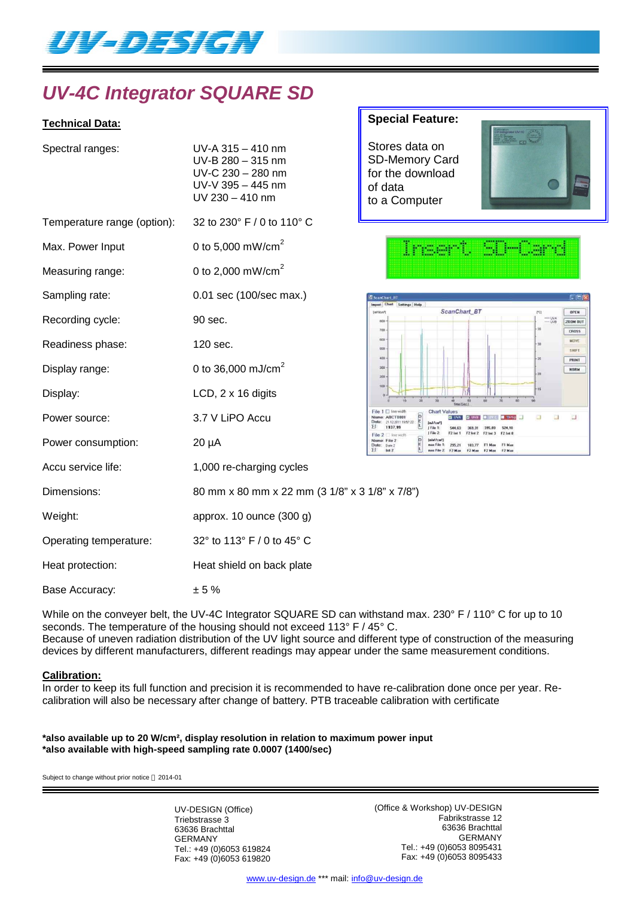# UV-4C Integrator SQUARE SD

**Technical Data:**

| | |
|---|---|
| Spectral ranges: | UV-A 315 – 410 nm<br>UV-B 280 – 315 nm<br>UV-C 230 – 280 nm<br>UV-V 395 – 445 nm<br>UV 230 – 410 nm |
| Temperature range (option): | 32 to 230° F / 0 to 110° C |
| Max. Power Input | 0 to 5,000 mW/cm$^2$ |
| Measuring range: | 0 to 2,000 mW/cm$^2$ |
| Sampling rate: | 0.01 sec (100/sec max.) |
| Recording cycle: | 90 sec. |
| Readiness phase: | 120 sec. |
| Display range: | 0 to 36,000 mJ/cm$^2$ |
| Display: | LCD, 2 x 16 digits |
| Power source: | 3.7 V LiPO Accu |
| Power consumption: | 20 µA |
| Accu service life: | 1,000 re-charging cycles |
| Dimensions: | 80 mm x 80 mm x 22 mm (3 1/8" x 3 1/8" x 7/8") |
| Weight: | approx. 10 ounce (300 g) |
| Operating temperature: | 32° to 113° F / 0 to 45° C |
| Heat protection: | Heat shield on back plate |
| Base Accuracy: | ± 5 % |

**Special Feature:**

Stores data on SD-Memory Card for the download of data to a Computer

Insert SD-Card

While on the conveyer belt, the UV-4C Integrator SQUARE SD can withstand max. 230° F / 110° C for up to 10 seconds. The temperature of the housing should not exceed 113° F / 45° C.
Because of uneven radiation distribution of the UV light source and different type of construction of the measuring devices by different manufacturers, different readings may appear under the same measurement conditions.

**Calibration:**
In order to keep its full function and precision it is recommended to have re-calibration done once per year. Re-calibration will also be necessary after change of battery. PTB traceable calibration with certificate

**\*also available up to 20 W/cm², display resolution in relation to maximum power input**
**\*also available with high-speed sampling rate 0.0007 (1400/sec)**

Subject to change without prior notice 2014-01

UV-DESIGN (Office)
Triebstrasse 3
63636 Brachttal
GERMANY
Tel.: +49 (0)6053 619824
Fax: +49 (0)6053 619820

(Office & Workshop) UV-DESIGN
Fabrikstrasse 12
63636 Brachttal
GERMANY
Tel.: +49 (0)6053 8095431
Fax: +49 (0)6053 8095433

www.uv-design.de *** mail: info@uv-design.de